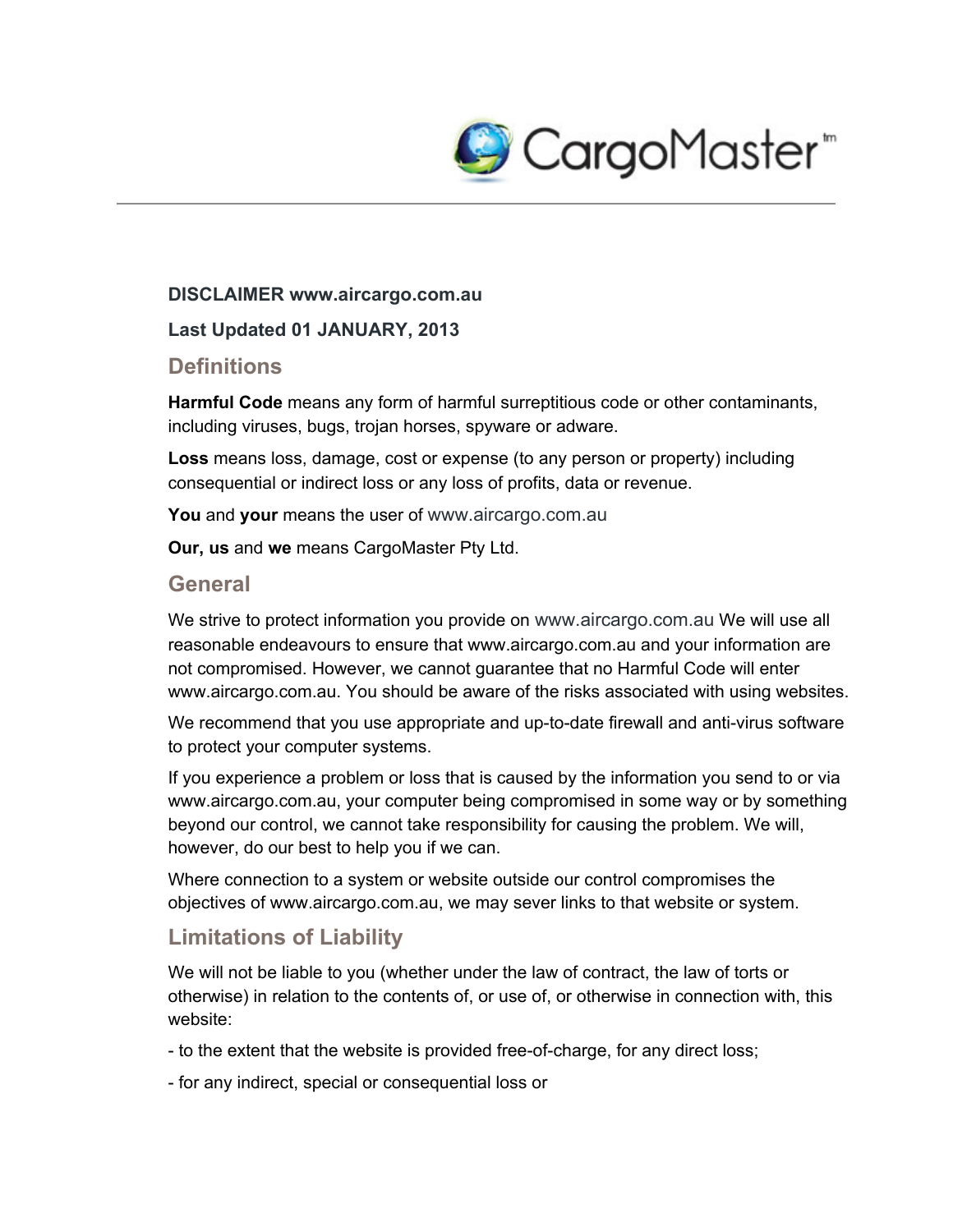**DISCLAIMER www.aircargo.com.au**

**Last Updated 01 JANUARY, 2013**

## Definitions

**Harmful Code** means any form of harmful surreptitious code or other contaminants, including viruses, bugs, trojan horses, spyware or adware.

**Loss** means loss, damage, cost or expense (to any person or property) including consequential or indirect loss or any loss of profits, data or revenue.

**You** and **your** means the user of www.aircargo.com.au

**Our, us** and **we** means CargoMaster Pty Ltd.

## General

We strive to protect information you provide on www.aircargo.com.au We will use all reasonable endeavours to ensure that www.aircargo.com.au and your information are not compromised. However, we cannot guarantee that no Harmful Code will enter www.aircargo.com.au. You should be aware of the risks associated with using websites.

We recommend that you use appropriate and up-to-date firewall and anti-virus software to protect your computer systems.

If you experience a problem or loss that is caused by the information you send to or via www.aircargo.com.au, your computer being compromised in some way or by something beyond our control, we cannot take responsibility for causing the problem. We will, however, do our best to help you if we can.

Where connection to a system or website outside our control compromises the objectives of www.aircargo.com.au, we may sever links to that website or system.

## Limitations of Liability

We will not be liable to you (whether under the law of contract, the law of torts or otherwise) in relation to the contents of, or use of, or otherwise in connection with, this website:

- to the extent that the website is provided free-of-charge, for any direct loss;
- for any indirect, special or consequential loss or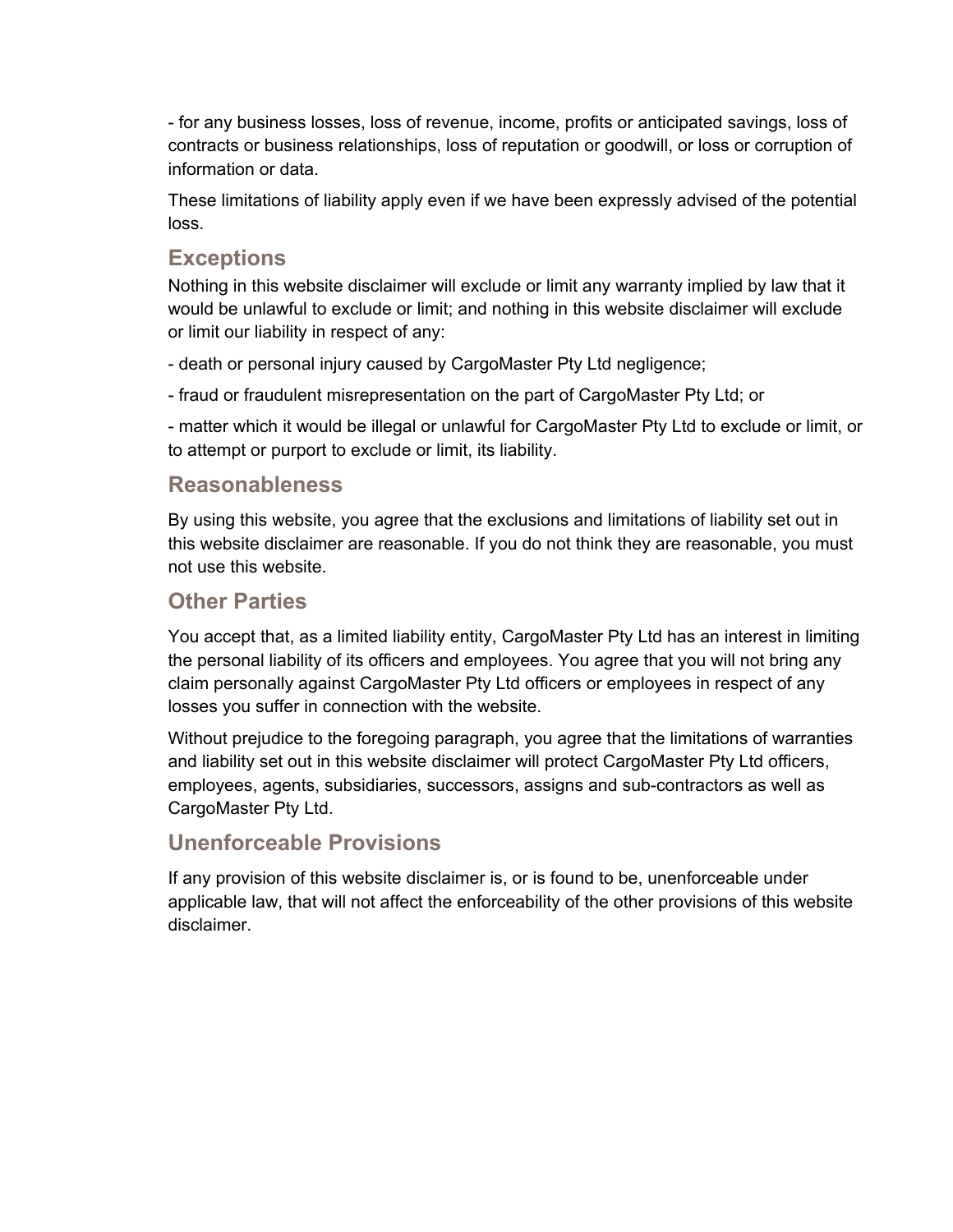- for any business losses, loss of revenue, income, profits or anticipated savings, loss of contracts or business relationships, loss of reputation or goodwill, or loss or corruption of information or data.

These limitations of liability apply even if we have been expressly advised of the potential loss.

## Exceptions

Nothing in this website disclaimer will exclude or limit any warranty implied by law that it would be unlawful to exclude or limit; and nothing in this website disclaimer will exclude or limit our liability in respect of any:

- death or personal injury caused by CargoMaster Pty Ltd negligence;

- fraud or fraudulent misrepresentation on the part of CargoMaster Pty Ltd; or

- matter which it would be illegal or unlawful for CargoMaster Pty Ltd to exclude or limit, or to attempt or purport to exclude or limit, its liability.

## Reasonableness

By using this website, you agree that the exclusions and limitations of liability set out in this website disclaimer are reasonable. If you do not think they are reasonable, you must not use this website.

## Other Parties

You accept that, as a limited liability entity, CargoMaster Pty Ltd has an interest in limiting the personal liability of its officers and employees. You agree that you will not bring any claim personally against CargoMaster Pty Ltd officers or employees in respect of any losses you suffer in connection with the website.

Without prejudice to the foregoing paragraph, you agree that the limitations of warranties and liability set out in this website disclaimer will protect CargoMaster Pty Ltd officers, employees, agents, subsidiaries, successors, assigns and sub-contractors as well as CargoMaster Pty Ltd.

## Unenforceable Provisions

If any provision of this website disclaimer is, or is found to be, unenforceable under applicable law, that will not affect the enforceability of the other provisions of this website disclaimer.